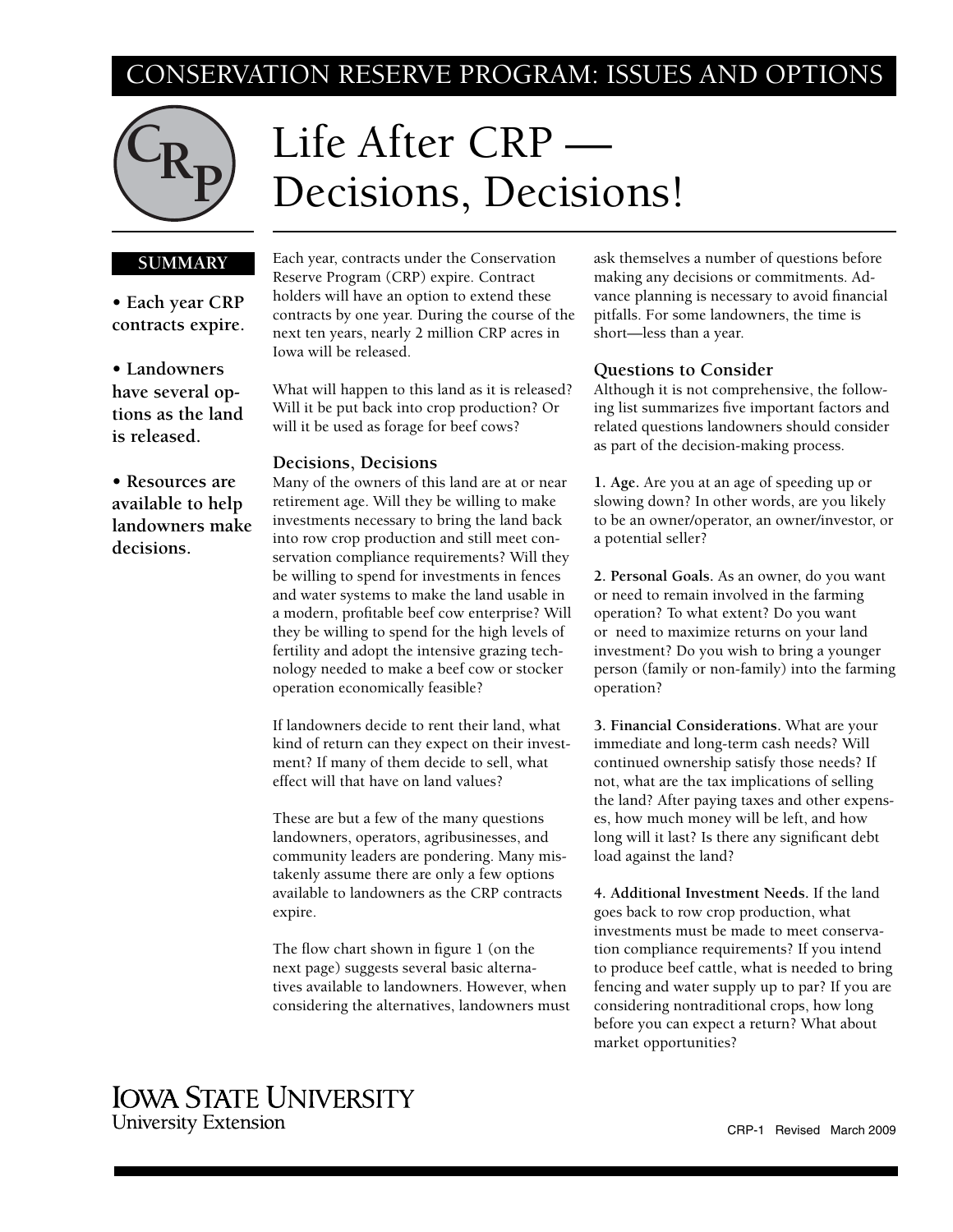CONSERVATION RESERVE PROGRAM: ISSUES AND OPTIONS

# Life After CRP — Decisions, Decisions!

**SUMMARY**

- **Each year CRP contracts expire.**
- **Landowners have several options as the land is released.**
- **Resources are available to help landowners make decisions.**

Each year, contracts under the Conservation Reserve Program (CRP) expire. Contract holders will have an option to extend these contracts by one year. During the course of the next ten years, nearly 2 million CRP acres in Iowa will be released.

What will happen to this land as it is released? Will it be put back into crop production? Or will it be used as forage for beef cows?

### Decisions, Decisions

Many of the owners of this land are at or near retirement age. Will they be willing to make investments necessary to bring the land back into row crop production and still meet conservation compliance requirements? Will they be willing to spend for investments in fences and water systems to make the land usable in a modern, profitable beef cow enterprise? Will they be willing to spend for the high levels of fertility and adopt the intensive grazing technology needed to make a beef cow or stocker operation economically feasible?

If landowners decide to rent their land, what kind of return can they expect on their investment? If many of them decide to sell, what effect will that have on land values?

These are but a few of the many questions landowners, operators, agribusinesses, and community leaders are pondering. Many mistakenly assume there are only a few options available to landowners as the CRP contracts expire.

The flow chart shown in figure 1 (on the next page) suggests several basic alternatives available to landowners. However, when considering the alternatives, landowners must ask themselves a number of questions before making any decisions or commitments. Advance planning is necessary to avoid financial pitfalls. For some landowners, the time is short—less than a year.

### Questions to Consider

Although it is not comprehensive, the following list summarizes five important factors and related questions landowners should consider as part of the decision-making process.

**1. Age.** Are you at an age of speeding up or slowing down? In other words, are you likely to be an owner/operator, an owner/investor, or a potential seller?

**2. Personal Goals.** As an owner, do you want or need to remain involved in the farming operation? To what extent? Do you want or need to maximize returns on your land investment? Do you wish to bring a younger person (family or non-family) into the farming operation?

**3. Financial Considerations.** What are your immediate and long-term cash needs? Will continued ownership satisfy those needs? If not, what are the tax implications of selling the land? After paying taxes and other expenses, how much money will be left, and how long will it last? Is there any significant debt load against the land?

**4. Additional Investment Needs.** If the land goes back to row crop production, what investments must be made to meet conservation compliance requirements? If you intend to produce beef cattle, what is needed to bring fencing and water supply up to par? If you are considering nontraditional crops, how long before you can expect a return? What about market opportunities?

IOWA STATE UNIVERSITY
University Extension

CRP-1 Revised March 2009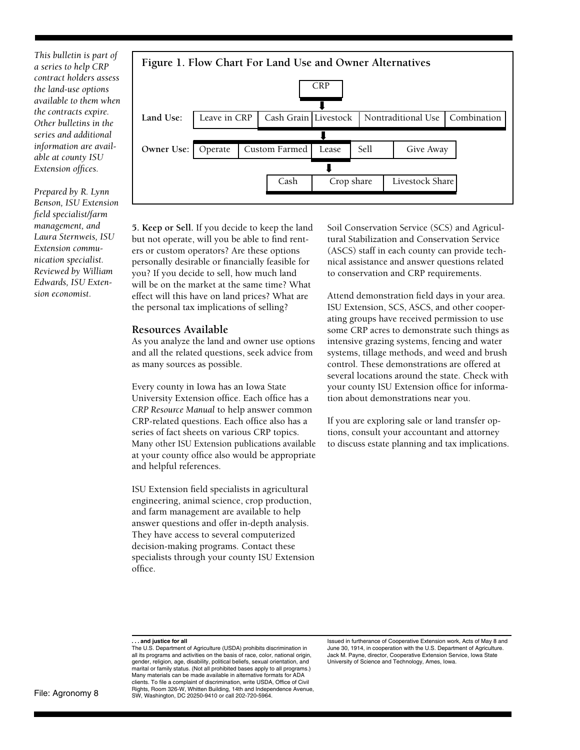*This bulletin is part of a series to help CRP contract holders assess the land-use options available to them when the contracts expire. Other bulletins in the series and additional information are available at county ISU Extension offices.*

*Prepared by R. Lynn Benson, ISU Extension field specialist/farm management, and Laura Sternweis, ISU Extension communication specialist. Reviewed by William Edwards, ISU Extension economist.*

**Figure 1. Flow Chart For Land Use and Owner Alternatives**

CRP

Land Use: Leave in CRP | Cash Grain | Livestock | Nontraditional Use | Combination

Owner Use: Operate | Custom Farmed | Lease | Sell | Give Away

Cash | Crop share | Livestock Share

**5. Keep or Sell.** If you decide to keep the land but not operate, will you be able to find renters or custom operators? Are these options personally desirable or financially feasible for you? If you decide to sell, how much land will be on the market at the same time? What effect will this have on land prices? What are the personal tax implications of selling?

## Resources Available

As you analyze the land and owner use options and all the related questions, seek advice from as many sources as possible.

Every county in Iowa has an Iowa State University Extension office. Each office has a *CRP Resource Manual* to help answer common CRP-related questions. Each office also has a series of fact sheets on various CRP topics. Many other ISU Extension publications available at your county office also would be appropriate and helpful references.

ISU Extension field specialists in agricultural engineering, animal science, crop production, and farm management are available to help answer questions and offer in-depth analysis. They have access to several computerized decision-making programs. Contact these specialists through your county ISU Extension office.

Soil Conservation Service (SCS) and Agricultural Stabilization and Conservation Service (ASCS) staff in each county can provide technical assistance and answer questions related to conservation and CRP requirements.

Attend demonstration field days in your area. ISU Extension, SCS, ASCS, and other cooperating groups have received permission to use some CRP acres to demonstrate such things as intensive grazing systems, fencing and water systems, tillage methods, and weed and brush control. These demonstrations are offered at several locations around the state. Check with your county ISU Extension office for information about demonstrations near you.

If you are exploring sale or land transfer options, consult your accountant and attorney to discuss estate planning and tax implications.

**. . . and justice for all**
The U.S. Department of Agriculture (USDA) prohibits discrimination in all its programs and activities on the basis of race, color, national origin, gender, religion, age, disability, political beliefs, sexual orientation, and marital or family status. (Not all prohibited bases apply to all programs.) Many materials can be made available in alternative formats for ADA clients. To file a complaint of discrimination, write USDA, Office of Civil Rights, Room 326-W, Whitten Building, 14th and Independence Avenue, SW, Washington, DC 20250-9410 or call 202-720-5964.

Issued in furtherance of Cooperative Extension work, Acts of May 8 and June 30, 1914, in cooperation with the U.S. Department of Agriculture. Jack M. Payne, director, Cooperative Extension Service, Iowa State University of Science and Technology, Ames, Iowa.

File: Agronomy 8